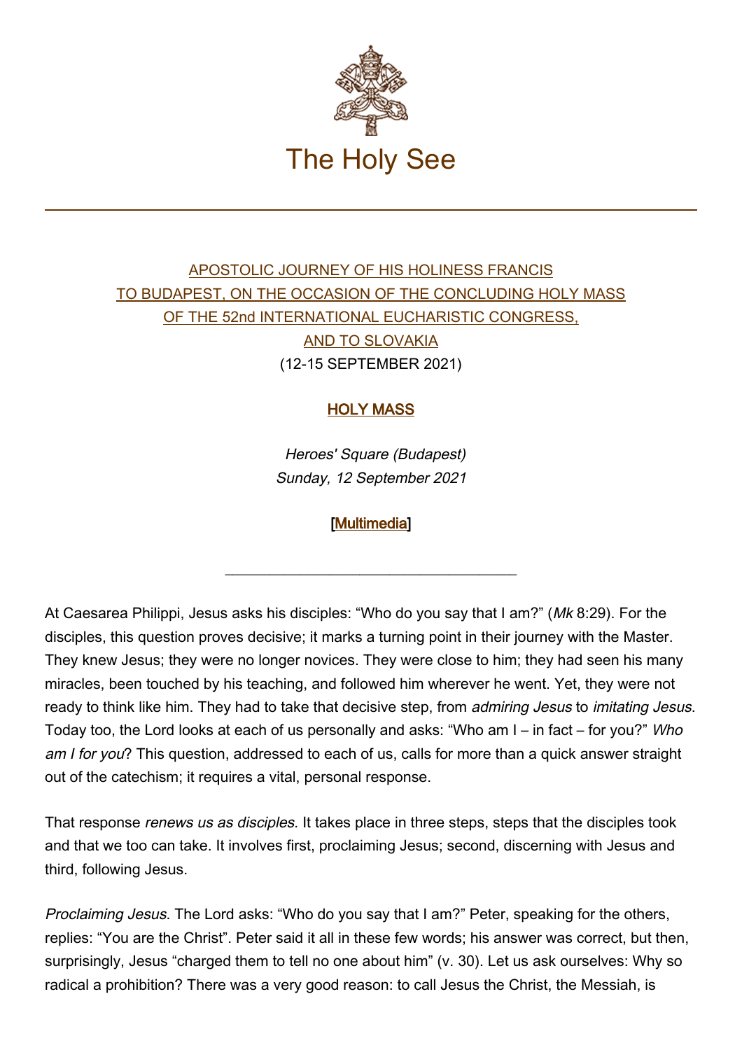# The Holy See

APOSTOLIC JOURNEY OF HIS HOLINESS FRANCIS
TO BUDAPEST, ON THE OCCASION OF THE CONCLUDING HOLY MASS
OF THE 52nd INTERNATIONAL EUCHARISTIC CONGRESS,
AND TO SLOVAKIA
(12-15 SEPTEMBER 2021)

## HOLY MASS

*Heroes' Square (Budapest)*
*Sunday, 12 September 2021*

[Multimedia]

---

At Caesarea Philippi, Jesus asks his disciples: "Who do you say that I am?" (*Mk* 8:29). For the disciples, this question proves decisive; it marks a turning point in their journey with the Master. They knew Jesus; they were no longer novices. They were close to him; they had seen his many miracles, been touched by his teaching, and followed him wherever he went. Yet, they were not ready to think like him. They had to take that decisive step, from *admiring Jesus* to *imitating Jesus*. Today too, the Lord looks at each of us personally and asks: "Who am I – in fact – for you?" *Who am I for you*? This question, addressed to each of us, calls for more than a quick answer straight out of the catechism; it requires a vital, personal response.

That response *renews us as disciples*. It takes place in three steps, steps that the disciples took and that we too can take. It involves first, proclaiming Jesus; second, discerning with Jesus and third, following Jesus.

*Proclaiming Jesus*. The Lord asks: "Who do you say that I am?" Peter, speaking for the others, replies: "You are the Christ". Peter said it all in these few words; his answer was correct, but then, surprisingly, Jesus "charged them to tell no one about him" (v. 30). Let us ask ourselves: Why so radical a prohibition? There was a very good reason: to call Jesus the Christ, the Messiah, is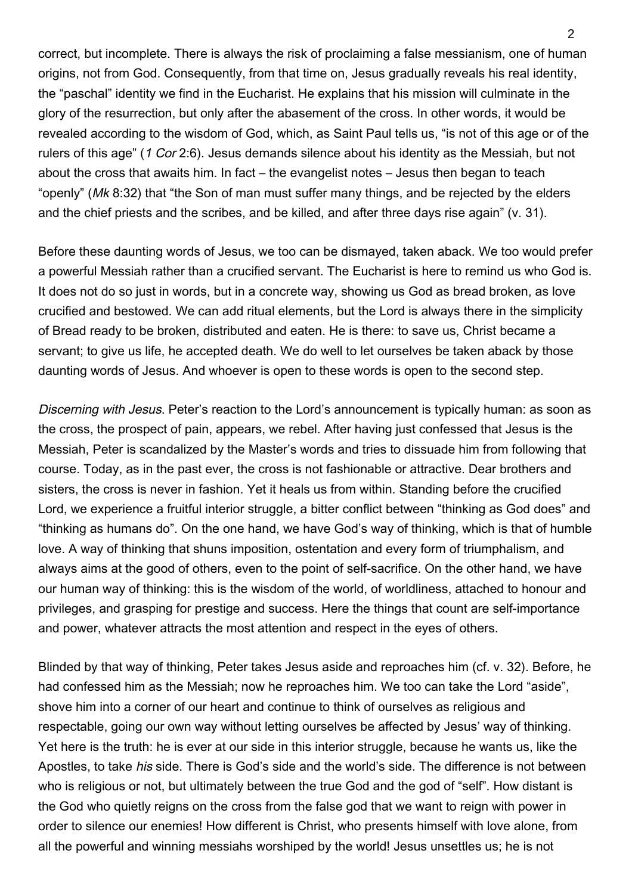correct, but incomplete. There is always the risk of proclaiming a false messianism, one of human origins, not from God. Consequently, from that time on, Jesus gradually reveals his real identity, the "paschal" identity we find in the Eucharist. He explains that his mission will culminate in the glory of the resurrection, but only after the abasement of the cross. In other words, it would be revealed according to the wisdom of God, which, as Saint Paul tells us, "is not of this age or of the rulers of this age" (*1 Cor* 2:6). Jesus demands silence about his identity as the Messiah, but not about the cross that awaits him. In fact – the evangelist notes – Jesus then began to teach "openly" (*Mk* 8:32) that "the Son of man must suffer many things, and be rejected by the elders and the chief priests and the scribes, and be killed, and after three days rise again" (v. 31).

Before these daunting words of Jesus, we too can be dismayed, taken aback. We too would prefer a powerful Messiah rather than a crucified servant. The Eucharist is here to remind us who God is. It does not do so just in words, but in a concrete way, showing us God as bread broken, as love crucified and bestowed. We can add ritual elements, but the Lord is always there in the simplicity of Bread ready to be broken, distributed and eaten. He is there: to save us, Christ became a servant; to give us life, he accepted death. We do well to let ourselves be taken aback by those daunting words of Jesus. And whoever is open to these words is open to the second step.

*Discerning with Jesus*. Peter's reaction to the Lord's announcement is typically human: as soon as the cross, the prospect of pain, appears, we rebel. After having just confessed that Jesus is the Messiah, Peter is scandalized by the Master's words and tries to dissuade him from following that course. Today, as in the past ever, the cross is not fashionable or attractive. Dear brothers and sisters, the cross is never in fashion. Yet it heals us from within. Standing before the crucified Lord, we experience a fruitful interior struggle, a bitter conflict between "thinking as God does" and "thinking as humans do". On the one hand, we have God's way of thinking, which is that of humble love. A way of thinking that shuns imposition, ostentation and every form of triumphalism, and always aims at the good of others, even to the point of self-sacrifice. On the other hand, we have our human way of thinking: this is the wisdom of the world, of worldliness, attached to honour and privileges, and grasping for prestige and success. Here the things that count are self-importance and power, whatever attracts the most attention and respect in the eyes of others.

Blinded by that way of thinking, Peter takes Jesus aside and reproaches him (cf. v. 32). Before, he had confessed him as the Messiah; now he reproaches him. We too can take the Lord "aside", shove him into a corner of our heart and continue to think of ourselves as religious and respectable, going our own way without letting ourselves be affected by Jesus' way of thinking. Yet here is the truth: he is ever at our side in this interior struggle, because he wants us, like the Apostles, to take *his* side. There is God's side and the world's side. The difference is not between who is religious or not, but ultimately between the true God and the god of "self". How distant is the God who quietly reigns on the cross from the false god that we want to reign with power in order to silence our enemies! How different is Christ, who presents himself with love alone, from all the powerful and winning messiahs worshiped by the world! Jesus unsettles us; he is not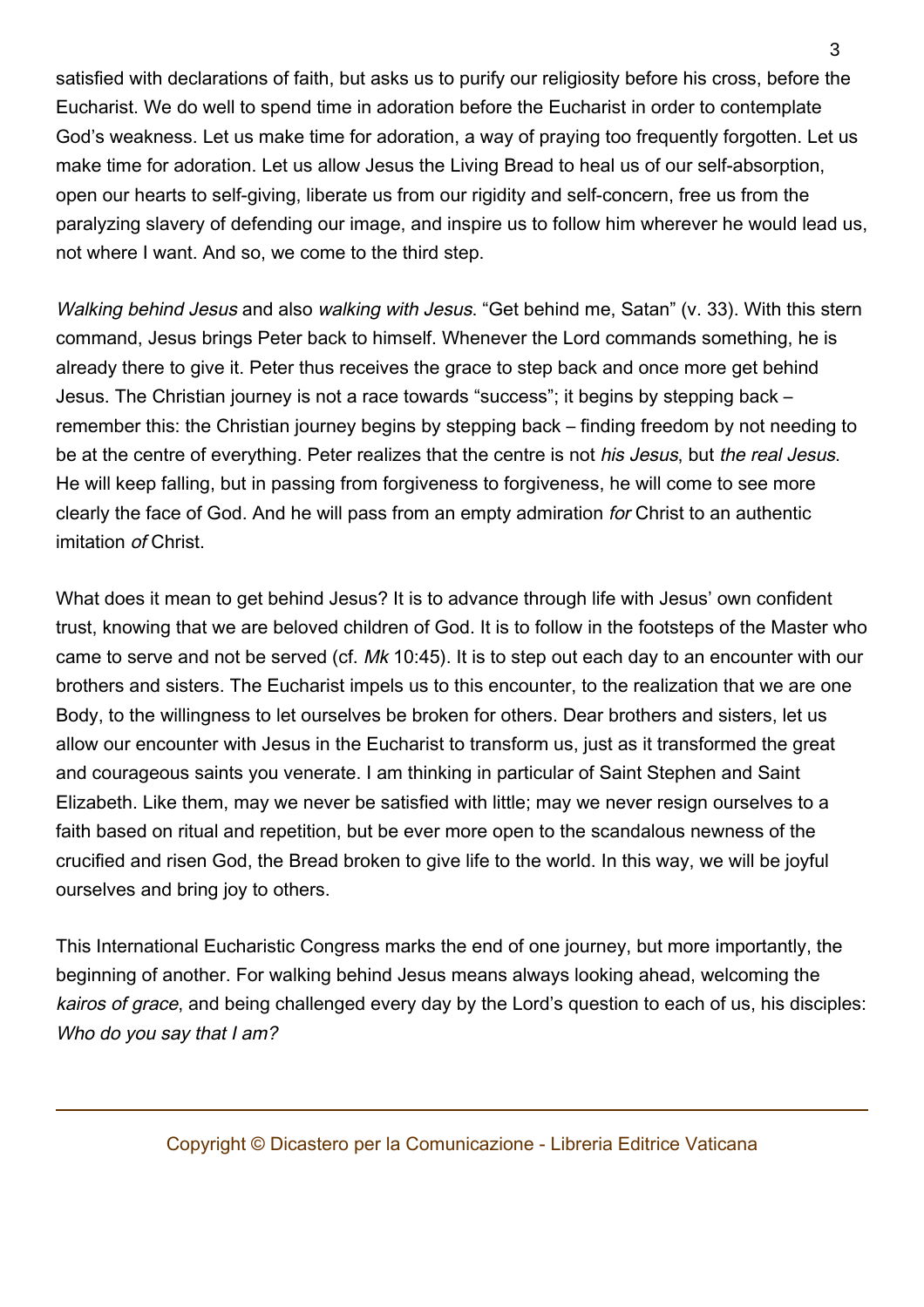satisfied with declarations of faith, but asks us to purify our religiosity before his cross, before the Eucharist. We do well to spend time in adoration before the Eucharist in order to contemplate God's weakness. Let us make time for adoration, a way of praying too frequently forgotten. Let us make time for adoration. Let us allow Jesus the Living Bread to heal us of our self-absorption, open our hearts to self-giving, liberate us from our rigidity and self-concern, free us from the paralyzing slavery of defending our image, and inspire us to follow him wherever he would lead us, not where I want. And so, we come to the third step.

*Walking behind Jesus* and also *walking with Jesus*. "Get behind me, Satan" (v. 33). With this stern command, Jesus brings Peter back to himself. Whenever the Lord commands something, he is already there to give it. Peter thus receives the grace to step back and once more get behind Jesus. The Christian journey is not a race towards "success"; it begins by stepping back – remember this: the Christian journey begins by stepping back – finding freedom by not needing to be at the centre of everything. Peter realizes that the centre is not *his Jesus*, but *the real Jesus*. He will keep falling, but in passing from forgiveness to forgiveness, he will come to see more clearly the face of God. And he will pass from an empty admiration *for* Christ to an authentic imitation *of* Christ.

What does it mean to get behind Jesus? It is to advance through life with Jesus' own confident trust, knowing that we are beloved children of God. It is to follow in the footsteps of the Master who came to serve and not be served (cf. *Mk* 10:45). It is to step out each day to an encounter with our brothers and sisters. The Eucharist impels us to this encounter, to the realization that we are one Body, to the willingness to let ourselves be broken for others. Dear brothers and sisters, let us allow our encounter with Jesus in the Eucharist to transform us, just as it transformed the great and courageous saints you venerate. I am thinking in particular of Saint Stephen and Saint Elizabeth. Like them, may we never be satisfied with little; may we never resign ourselves to a faith based on ritual and repetition, but be ever more open to the scandalous newness of the crucified and risen God, the Bread broken to give life to the world. In this way, we will be joyful ourselves and bring joy to others.

This International Eucharistic Congress marks the end of one journey, but more importantly, the beginning of another. For walking behind Jesus means always looking ahead, welcoming the *kairos of grace*, and being challenged every day by the Lord's question to each of us, his disciples: *Who do you say that I am?*

---

Copyright © Dicastero per la Comunicazione - Libreria Editrice Vaticana